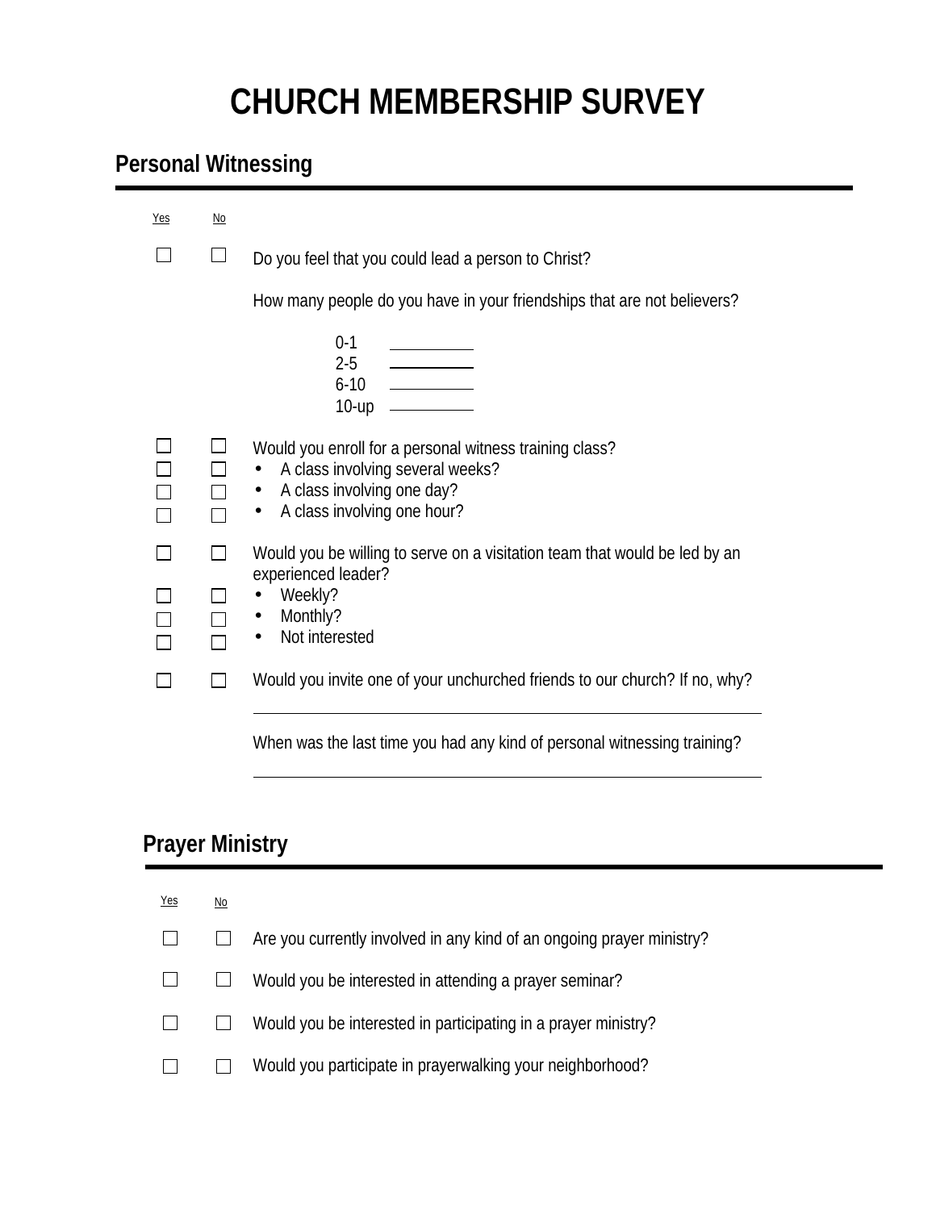# CHURCH MEMBERSHIP SURVEY

## Personal Witnessing

| Yes | No | |
|---|---|---|
| ☐ | ☐ | Do you feel that you could lead a person to Christ? |
| | | How many people do you have in your friendships that are not believers? |
| | | 0-1 \_\_\_\_\_\_\_\_ |
| | | 2-5 \_\_\_\_\_\_\_\_ |
| | | 6-10 \_\_\_\_\_\_\_\_ |
| | | 10-up \_\_\_\_\_\_\_\_ |
| ☐ | ☐ | Would you enroll for a personal witness training class? |
| ☐ | ☐ | • A class involving several weeks? |
| ☐ | ☐ | • A class involving one day? |
| ☐ | ☐ | • A class involving one hour? |
| ☐ | ☐ | Would you be willing to serve on a visitation team that would be led by an experienced leader? |
| ☐ | ☐ | • Weekly? |
| ☐ | ☐ | • Monthly? |
| ☐ | ☐ | • Not interested |
| ☐ | ☐ | Would you invite one of your unchurched friends to our church? If no, why? |
| | | \_\_\_\_\_\_\_\_\_\_\_\_\_\_\_\_\_\_\_\_\_\_\_\_\_\_\_\_\_\_\_\_\_\_\_\_\_\_\_\_ |
| | | When was the last time you had any kind of personal witnessing training? |
| | | \_\_\_\_\_\_\_\_\_\_\_\_\_\_\_\_\_\_\_\_\_\_\_\_\_\_\_\_\_\_\_\_\_\_\_\_\_\_\_\_ |

## Prayer Ministry

| Yes | No | |
|---|---|---|
| ☐ | ☐ | Are you currently involved in any kind of an ongoing prayer ministry? |
| ☐ | ☐ | Would you be interested in attending a prayer seminar? |
| ☐ | ☐ | Would you be interested in participating in a prayer ministry? |
| ☐ | ☐ | Would you participate in prayerwalking your neighborhood? |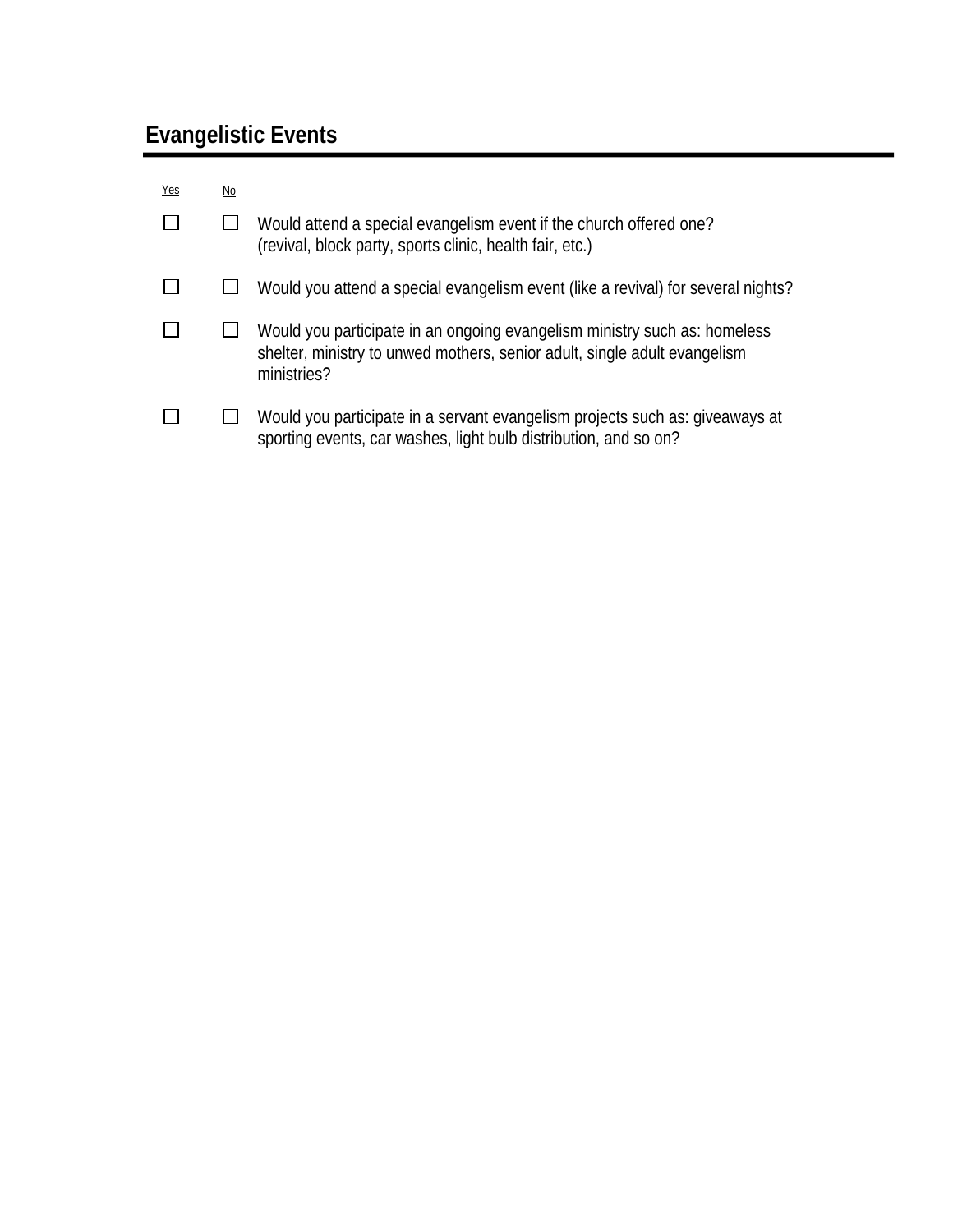## Evangelistic Events

| Yes | No | |
|---|---|---|
| ☐ | ☐ | Would attend a special evangelism event if the church offered one? (revival, block party, sports clinic, health fair, etc.) |
| ☐ | ☐ | Would you attend a special evangelism event (like a revival) for several nights? |
| ☐ | ☐ | Would you participate in an ongoing evangelism ministry such as: homeless shelter, ministry to unwed mothers, senior adult, single adult evangelism ministries? |
| ☐ | ☐ | Would you participate in a servant evangelism projects such as: giveaways at sporting events, car washes, light bulb distribution, and so on? |